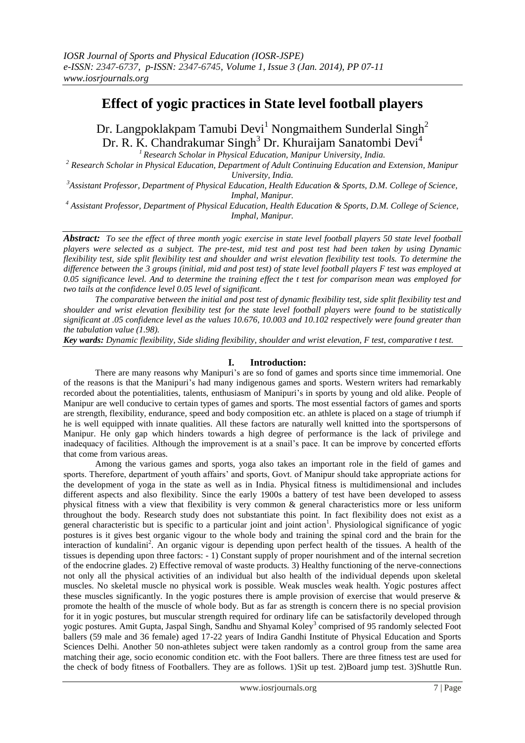# Effect of yogic practices in State level football players

Dr. Langpoklakpam Tamubi Devi[1] Nongmaithem Sunderlal Singh[2] Dr. R. K. Chandrakumar Singh[3] Dr. Khuraijam Sanatombi Devi[4]

[1] *Research Scholar in Physical Education, Manipur University, India.*

[2] *Research Scholar in Physical Education, Department of Adult Continuing Education and Extension, Manipur University, India.*

[3] *Assistant Professor, Department of Physical Education, Health Education & Sports, D.M. College of Science, Imphal, Manipur.*

[4] *Assistant Professor, Department of Physical Education, Health Education & Sports, D.M. College of Science, Imphal, Manipur.*

***Abstract:*** *To see the effect of three month yogic exercise in state level football players 50 state level football players were selected as a subject. The pre-test, mid test and post test had been taken by using Dynamic flexibility test, side split flexibility test and shoulder and wrist elevation flexibility test tools. To determine the difference between the 3 groups (initial, mid and post test) of state level football players F test was employed at 0.05 significance level. And to determine the training effect the t test for comparison mean was employed for two tails at the confidence level 0.05 level of significant.*

*The comparative between the initial and post test of dynamic flexibility test, side split flexibility test and shoulder and wrist elevation flexibility test for the state level football players were found to be statistically significant at .05 confidence level as the values 10.676, 10.003 and 10.102 respectively were found greater than the tabulation value (1.98).*

***Key words:*** *Dynamic flexibility, Side sliding flexibility, shoulder and wrist elevation, F test, comparative t test.*

## I. Introduction:

There are many reasons why Manipuri's are so fond of games and sports since time immemorial. One of the reasons is that the Manipuri's had many indigenous games and sports. Western writers had remarkably recorded about the potentialities, talents, enthusiasm of Manipuri's in sports by young and old alike. People of Manipur are well conducive to certain types of games and sports. The most essential factors of games and sports are strength, flexibility, endurance, speed and body composition etc. an athlete is placed on a stage of triumph if he is well equipped with innate qualities. All these factors are naturally well knitted into the sportspersons of Manipur. He only gap which hinders towards a high degree of performance is the lack of privilege and inadequacy of facilities. Although the improvement is at a snail's pace. It can be improve by concerted efforts that come from various areas.

Among the various games and sports, yoga also takes an important role in the field of games and sports. Therefore, department of youth affairs' and sports, Govt. of Manipur should take appropriate actions for the development of yoga in the state as well as in India. Physical fitness is multidimensional and includes different aspects and also flexibility. Since the early 1900s a battery of test have been developed to assess physical fitness with a view that flexibility is very common & general characteristics more or less uniform throughout the body. Research study does not substantiate this point. In fact flexibility does not exist as a general characteristic but is specific to a particular joint and joint action[1]. Physiological significance of yogic postures is it gives best organic vigour to the whole body and training the spinal cord and the brain for the interaction of kundalini[2]. An organic vigour is depending upon perfect health of the tissues. A health of the tissues is depending upon three factors: - 1) Constant supply of proper nourishment and of the internal secretion of the endocrine glades. 2) Effective removal of waste products. 3) Healthy functioning of the nerve-connections not only all the physical activities of an individual but also health of the individual depends upon skeletal muscles. No skeletal muscle no physical work is possible. Weak muscles weak health. Yogic postures affect these muscles significantly. In the yogic postures there is ample provision of exercise that would preserve & promote the health of the muscle of whole body. But as far as strength is concern there is no special provision for it in yogic postures, but muscular strength required for ordinary life can be satisfactorily developed through yogic postures. Amit Gupta, Jaspal Singh, Sandhu and Shyamal Koley[3] comprised of 95 randomly selected Foot ballers (59 male and 36 female) aged 17-22 years of Indira Gandhi Institute of Physical Education and Sports Sciences Delhi. Another 50 non-athletes subject were taken randomly as a control group from the same area matching their age, socio economic condition etc. with the Foot ballers. There are three fitness test are used for the check of body fitness of Footballers. They are as follows. 1)Sit up test. 2)Board jump test. 3)Shuttle Run.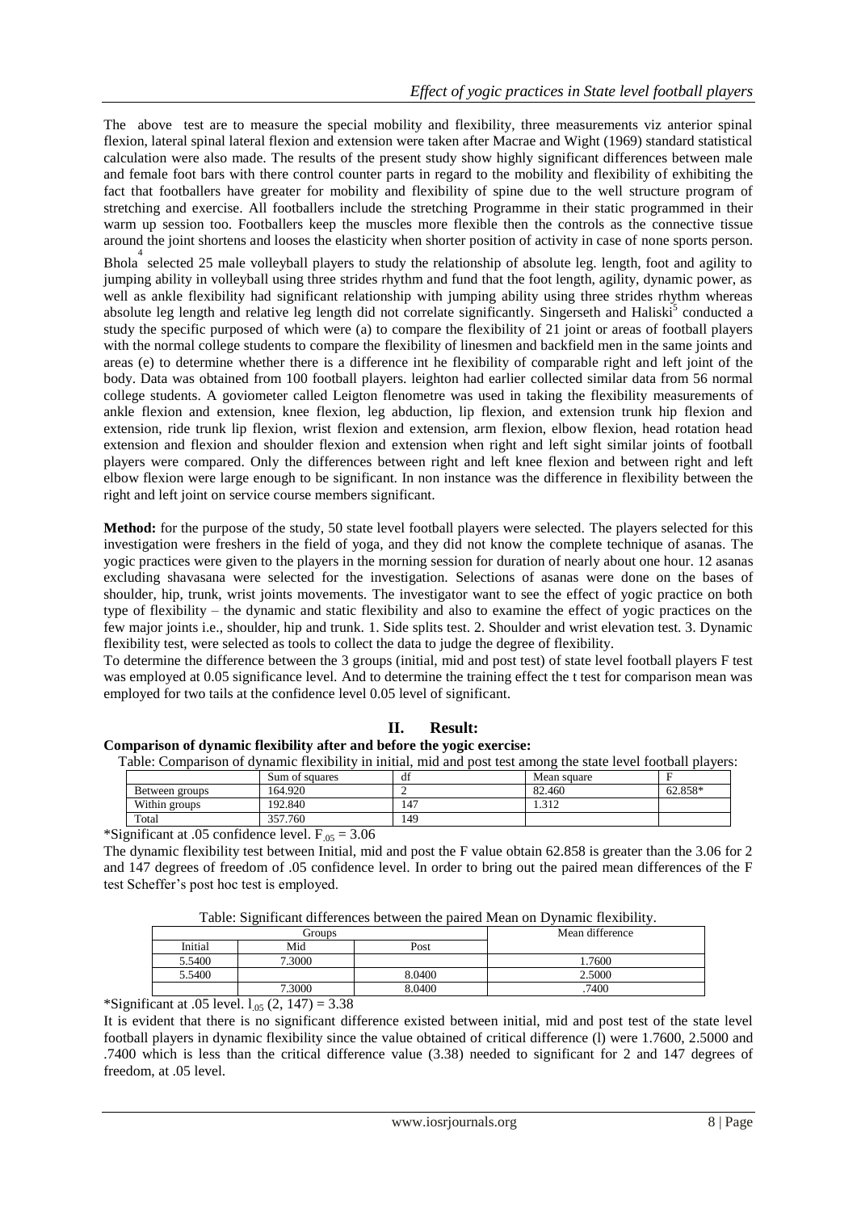The above test are to measure the special mobility and flexibility, three measurements viz anterior spinal flexion, lateral spinal lateral flexion and extension were taken after Macrae and Wight (1969) standard statistical calculation were also made. The results of the present study show highly significant differences between male and female foot bars with there control counter parts in regard to the mobility and flexibility of exhibiting the fact that footballers have greater for mobility and flexibility of spine due to the well structure program of stretching and exercise. All footballers include the stretching Programme in their static programmed in their warm up session too. Footballers keep the muscles more flexible then the controls as the connective tissue around the joint shortens and looses the elasticity when shorter position of activity in case of none sports person.

Bhola[4] selected 25 male volleyball players to study the relationship of absolute leg. length, foot and agility to jumping ability in volleyball using three strides rhythm and fund that the foot length, agility, dynamic power, as well as ankle flexibility had significant relationship with jumping ability using three strides rhythm whereas absolute leg length and relative leg length did not correlate significantly. Singerseth and Haliski[5] conducted a study the specific purposed of which were (a) to compare the flexibility of 21 joint or areas of football players with the normal college students to compare the flexibility of linesmen and backfield men in the same joints and areas (e) to determine whether there is a difference int he flexibility of comparable right and left joint of the body. Data was obtained from 100 football players. leighton had earlier collected similar data from 56 normal college students. A goviometer called Leigton flenometre was used in taking the flexibility measurements of ankle flexion and extension, knee flexion, leg abduction, lip flexion, and extension trunk hip flexion and extension, ride trunk lip flexion, wrist flexion and extension, arm flexion, elbow flexion, head rotation head extension and flexion and shoulder flexion and extension when right and left sight similar joints of football players were compared. Only the differences between right and left knee flexion and between right and left elbow flexion were large enough to be significant. In non instance was the difference in flexibility between the right and left joint on service course members significant.

**Method:** for the purpose of the study, 50 state level football players were selected. The players selected for this investigation were freshers in the field of yoga, and they did not know the complete technique of asanas. The yogic practices were given to the players in the morning session for duration of nearly about one hour. 12 asanas excluding shavasana were selected for the investigation. Selections of asanas were done on the bases of shoulder, hip, trunk, wrist joints movements. The investigator want to see the effect of yogic practice on both type of flexibility – the dynamic and static flexibility and also to examine the effect of yogic practices on the few major joints i.e., shoulder, hip and trunk. 1. Side splits test. 2. Shoulder and wrist elevation test. 3. Dynamic flexibility test, were selected as tools to collect the data to judge the degree of flexibility.

To determine the difference between the 3 groups (initial, mid and post test) of state level football players F test was employed at 0.05 significance level. And to determine the training effect the t test for comparison mean was employed for two tails at the confidence level 0.05 level of significant.

## II. Result:

**Comparison of dynamic flexibility after and before the yogic exercise:**

Table: Comparison of dynamic flexibility in initial, mid and post test among the state level football players:

| | Sum of squares | df | Mean square | F |
|---|---|---|---|---|
| Between groups | 164.920 | 2 | 82.460 | 62.858* |
| Within groups | 192.840 | 147 | 1.312 | |
| Total | 357.760 | 149 | | |

*Significant at .05 confidence level. $F_{.05} = 3.06$

The dynamic flexibility test between Initial, mid and post the F value obtain 62.858 is greater than the 3.06 for 2 and 147 degrees of freedom of .05 confidence level. In order to bring out the paired mean differences of the F test Scheffer's post hoc test is employed.

Table: Significant differences between the paired Mean on Dynamic flexibility.

| Groups | | | Mean difference |
|---|---|---|---|
| Initial | Mid | Post | |
| 5.5400 | 7.3000 | | 1.7600 |
| 5.5400 | | 8.0400 | 2.5000 |
| | 7.3000 | 8.0400 | .7400 |

*Significant at .05 level. $l_{.05}$ (2, 147) = 3.38

It is evident that there is no significant difference existed between initial, mid and post test of the state level football players in dynamic flexibility since the value obtained of critical difference (l) were 1.7600, 2.5000 and .7400 which is less than the critical difference value (3.38) needed to significant for 2 and 147 degrees of freedom, at .05 level.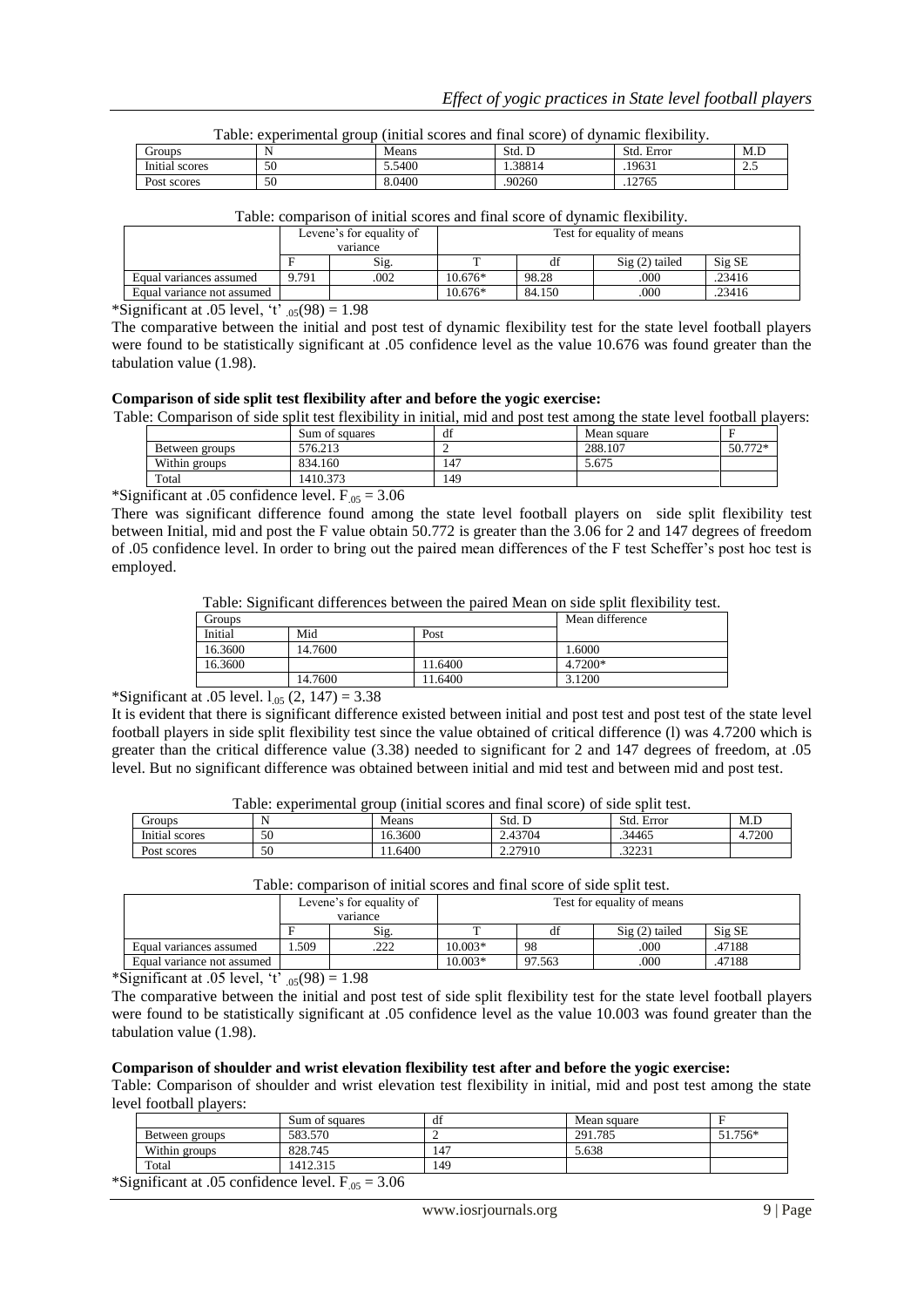Table: experimental group (initial scores and final score) of dynamic flexibility.

| Groups | N | Means | Std. D | Std. Error | M.D |
|---|---|---|---|---|---|
| Initial scores | 50 | 5.5400 | 1.38814 | .19631 | 2.5 |
| Post scores | 50 | 8.0400 | .90260 | .12765 | |

Table: comparison of initial scores and final score of dynamic flexibility.

| | Levene's for equality of variance | | Test for equality of means | | | |
|---|---|---|---|---|---|---|
| | F | Sig. | T | df | Sig (2) tailed | Sig SE |
| Equal variances assumed | 9.791 | .002 | 10.676* | 98.28 | .000 | .23416 |
| Equal variance not assumed | | | 10.676* | 84.150 | .000 | .23416 |

*Significant at .05 level, 't' $_{.05}(98) = 1.98$

The comparative between the initial and post test of dynamic flexibility test for the state level football players were found to be statistically significant at .05 confidence level as the value 10.676 was found greater than the tabulation value (1.98).

**Comparison of side split test flexibility after and before the yogic exercise:**

Table: Comparison of side split test flexibility in initial, mid and post test among the state level football players:

| | Sum of squares | df | Mean square | F |
|---|---|---|---|---|
| Between groups | 576.213 | 2 | 288.107 | 50.772* |
| Within groups | 834.160 | 147 | 5.675 | |
| Total | 1410.373 | 149 | | |

*Significant at .05 confidence level. $F_{.05} = 3.06$

There was significant difference found among the state level football players on side split flexibility test between Initial, mid and post the F value obtain 50.772 is greater than the 3.06 for 2 and 147 degrees of freedom of .05 confidence level. In order to bring out the paired mean differences of the F test Scheffer's post hoc test is employed.

Table: Significant differences between the paired Mean on side split flexibility test.

| Groups | | | Mean difference |
|---|---|---|---|
| Initial | Mid | Post | |
| 16.3600 | 14.7600 | | 1.6000 |
| 16.3600 | | 11.6400 | 4.7200* |
| | 14.7600 | 11.6400 | 3.1200 |

*Significant at .05 level. $l_{.05}$ (2, 147) = 3.38

It is evident that there is significant difference existed between initial and post test and post test of the state level football players in side split flexibility test since the value obtained of critical difference (l) was 4.7200 which is greater than the critical difference value (3.38) needed to significant for 2 and 147 degrees of freedom, at .05 level. But no significant difference was obtained between initial and mid test and between mid and post test.

Table: experimental group (initial scores and final score) of side split test.

| Groups | N | Means | Std. D | Std. Error | M.D |
|---|---|---|---|---|---|
| Initial scores | 50 | 16.3600 | 2.43704 | .34465 | 4.7200 |
| Post scores | 50 | 11.6400 | 2.27910 | .32231 | |

Table: comparison of initial scores and final score of side split test.

| | Levene's for equality of variance | | Test for equality of means | | | |
|---|---|---|---|---|---|---|
| | F | Sig. | T | df | Sig (2) tailed | Sig SE |
| Equal variances assumed | 1.509 | .222 | 10.003* | 98 | .000 | .47188 |
| Equal variance not assumed | | | 10.003* | 97.563 | .000 | .47188 |

*Significant at .05 level, 't' $_{.05}(98) = 1.98$

The comparative between the initial and post test of side split flexibility test for the state level football players were found to be statistically significant at .05 confidence level as the value 10.003 was found greater than the tabulation value (1.98).

**Comparison of shoulder and wrist elevation flexibility test after and before the yogic exercise:**

Table: Comparison of shoulder and wrist elevation test flexibility in initial, mid and post test among the state level football players:

| | Sum of squares | df | Mean square | F |
|---|---|---|---|---|
| Between groups | 583.570 | 2 | 291.785 | 51.756* |
| Within groups | 828.745 | 147 | 5.638 | |
| Total | 1412.315 | 149 | | |

*Significant at .05 confidence level. $F_{.05} = 3.06$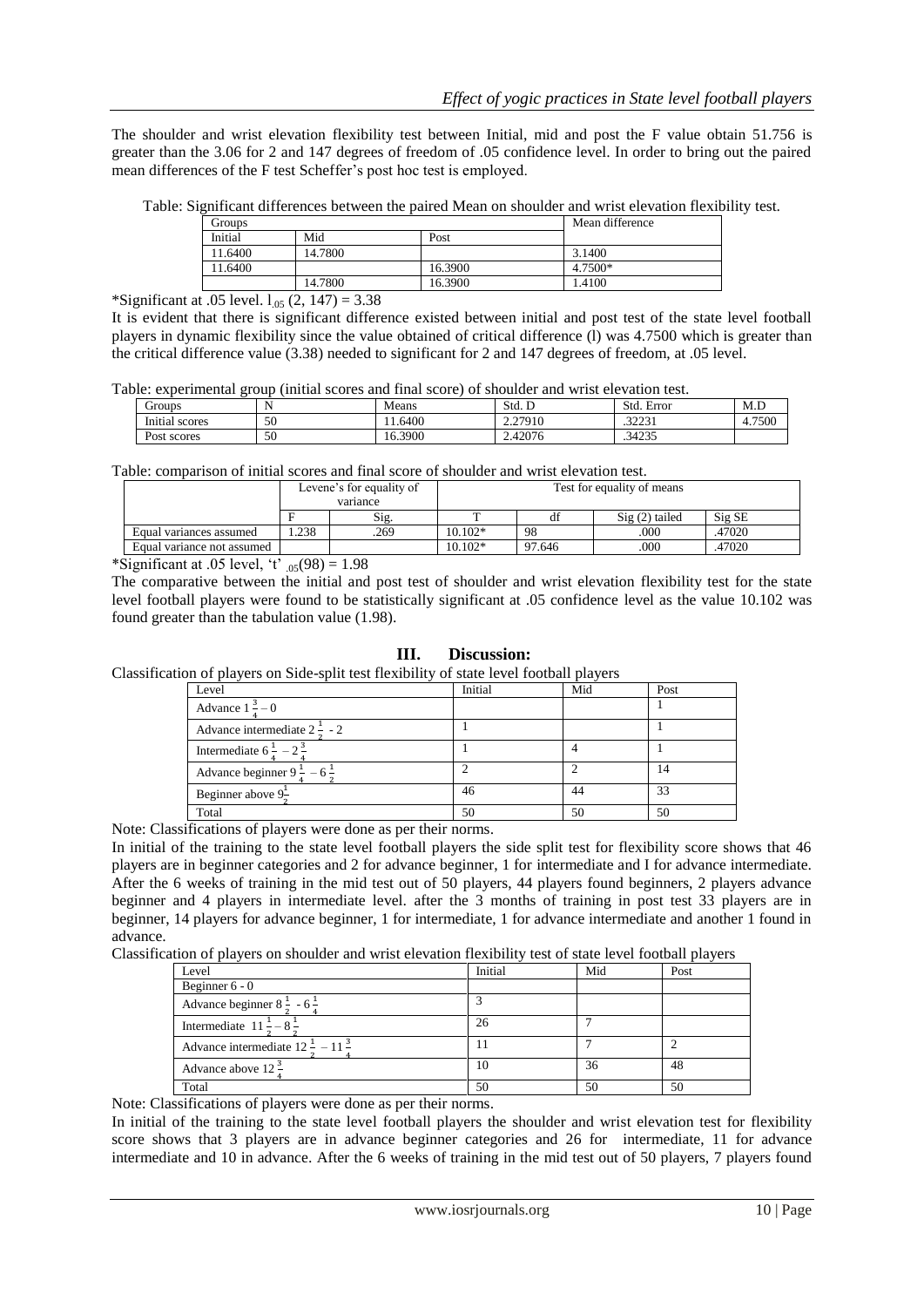The shoulder and wrist elevation flexibility test between Initial, mid and post the F value obtain 51.756 is greater than the 3.06 for 2 and 147 degrees of freedom of .05 confidence level. In order to bring out the paired mean differences of the F test Scheffer's post hoc test is employed.

Table: Significant differences between the paired Mean on shoulder and wrist elevation flexibility test.

| Groups | | | Mean difference |
|---|---|---|---|
| Initial | Mid | Post | |
| 11.6400 | 14.7800 | | 3.1400 |
| 11.6400 | | 16.3900 | 4.7500* |
| | 14.7800 | 16.3900 | 1.4100 |

*Significant at .05 level. $l_{.05}$ (2, 147) = 3.38

It is evident that there is significant difference existed between initial and post test of the state level football players in dynamic flexibility since the value obtained of critical difference (l) was 4.7500 which is greater than the critical difference value (3.38) needed to significant for 2 and 147 degrees of freedom, at .05 level.

Table: experimental group (initial scores and final score) of shoulder and wrist elevation test.

| Groups | N | Means | Std. D | Std. Error | M.D |
|---|---|---|---|---|---|
| Initial scores | 50 | 11.6400 | 2.27910 | .32231 | 4.7500 |
| Post scores | 50 | 16.3900 | 2.42076 | .34235 | |

Table: comparison of initial scores and final score of shoulder and wrist elevation test.

| | Levene's for equality of variance | | Test for equality of means | | | |
|---|---|---|---|---|---|---|
| | F | Sig. | T | df | Sig (2) tailed | Sig SE |
| Equal variances assumed | 1.238 | .269 | 10.102* | 98 | .000 | .47020 |
| Equal variance not assumed | | | 10.102* | 97.646 | .000 | .47020 |

*Significant at .05 level, 't' $_{.05}$(98) = 1.98

The comparative between the initial and post test of shoulder and wrist elevation flexibility test for the state level football players were found to be statistically significant at .05 confidence level as the value 10.102 was found greater than the tabulation value (1.98).

## III. Discussion:

Classification of players on Side-split test flexibility of state level football players

| Level | Initial | Mid | Post |
|---|---|---|---|
| Advance $1\frac{3}{4} - 0$ | | | 1 |
| Advance intermediate $2\frac{1}{2}$ - 2 | 1 | | 1 |
| Intermediate $6\frac{1}{4} - 2\frac{3}{4}$ | 1 | 4 | 1 |
| Advance beginner $9\frac{1}{4} - 6\frac{1}{2}$ | 2 | 2 | 14 |
| Beginner above $9\frac{1}{2}$ | 46 | 44 | 33 |
| Total | 50 | 50 | 50 |

Note: Classifications of players were done as per their norms.

In initial of the training to the state level football players the side split test for flexibility score shows that 46 players are in beginner categories and 2 for advance beginner, 1 for intermediate and I for advance intermediate. After the 6 weeks of training in the mid test out of 50 players, 44 players found beginners, 2 players advance beginner and 4 players in intermediate level. after the 3 months of training in post test 33 players are in beginner, 14 players for advance beginner, 1 for intermediate, 1 for advance intermediate and another 1 found in advance.

Classification of players on shoulder and wrist elevation flexibility test of state level football players

| Level | Initial | Mid | Post |
|---|---|---|---|
| Beginner 6 - 0 | | | |
| Advance beginner $8\frac{1}{2}$ - $6\frac{1}{4}$ | 3 | | |
| Intermediate $11\frac{1}{2} - 8\frac{1}{2}$ | 26 | 7 | |
| Advance intermediate $12\frac{1}{2} - 11\frac{3}{4}$ | 11 | 7 | 2 |
| Advance above $12\frac{3}{4}$ | 10 | 36 | 48 |
| Total | 50 | 50 | 50 |

Note: Classifications of players were done as per their norms.

In initial of the training to the state level football players the shoulder and wrist elevation test for flexibility score shows that 3 players are in advance beginner categories and 26 for intermediate, 11 for advance intermediate and 10 in advance. After the 6 weeks of training in the mid test out of 50 players, 7 players found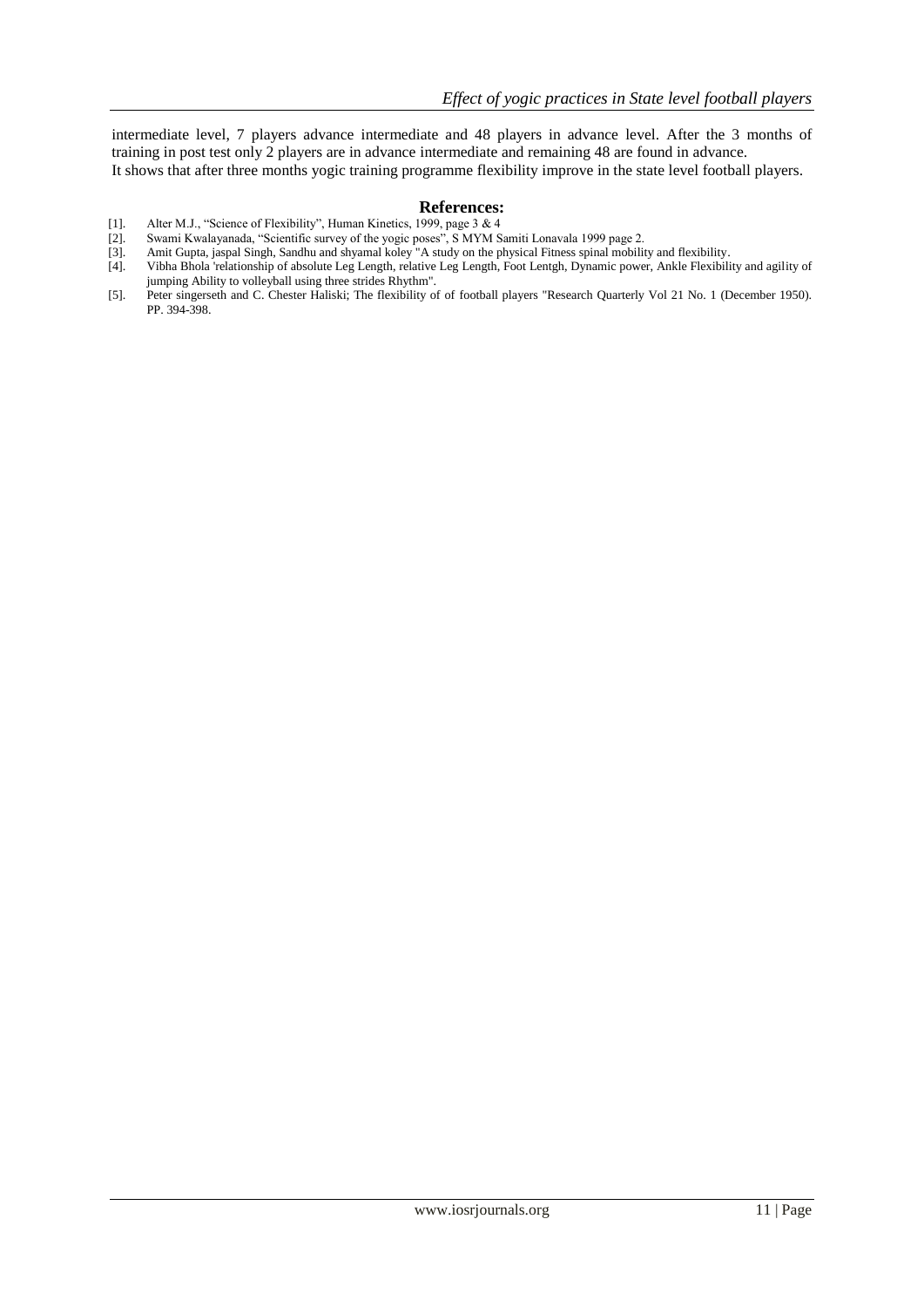intermediate level, 7 players advance intermediate and 48 players in advance level. After the 3 months of training in post test only 2 players are in advance intermediate and remaining 48 are found in advance.
It shows that after three months yogic training programme flexibility improve in the state level football players.

## References:

[1]. Alter M.J., "Science of Flexibility", Human Kinetics, 1999, page 3 & 4

[2]. Swami Kwalayanada, "Scientific survey of the yogic poses", S MYM Samiti Lonavala 1999 page 2.

[3]. Amit Gupta, jaspal Singh, Sandhu and shyamal koley "A study on the physical Fitness spinal mobility and flexibility.

[4]. Vibha Bhola 'relationship of absolute Leg Length, relative Leg Length, Foot Lentgh, Dynamic power, Ankle Flexibility and agility of jumping Ability to volleyball using three strides Rhythm".

[5]. Peter singerseth and C. Chester Haliski; The flexibility of of football players "Research Quarterly Vol 21 No. 1 (December 1950). PP. 394-398.